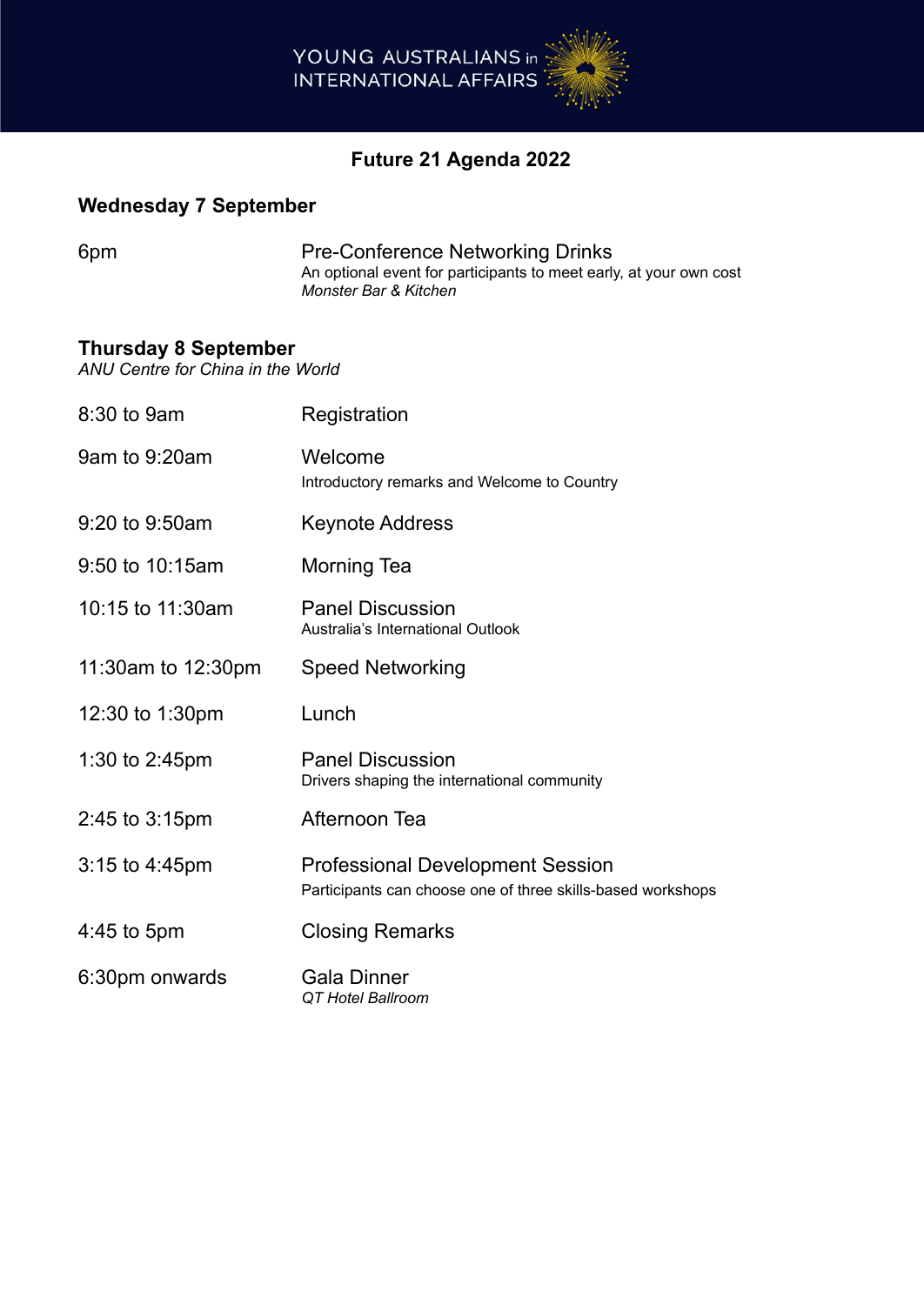YOUNG AUSTRALIANS in INTERNATIONAL AFFAIRS

# Future 21 Agenda 2022

## Wednesday 7 September

| | |
|---|---|
| 6pm | Pre-Conference Networking Drinks<br>An optional event for participants to meet early, at your own cost<br>*Monster Bar & Kitchen* |

## Thursday 8 September

*ANU Centre for China in the World*

| | |
|---|---|
| 8:30 to 9am | Registration |
| 9am to 9:20am | Welcome<br>Introductory remarks and Welcome to Country |
| 9:20 to 9:50am | Keynote Address |
| 9:50 to 10:15am | Morning Tea |
| 10:15 to 11:30am | Panel Discussion<br>Australia's International Outlook |
| 11:30am to 12:30pm | Speed Networking |
| 12:30 to 1:30pm | Lunch |
| 1:30 to 2:45pm | Panel Discussion<br>Drivers shaping the international community |
| 2:45 to 3:15pm | Afternoon Tea |
| 3:15 to 4:45pm | Professional Development Session<br>Participants can choose one of three skills-based workshops |
| 4:45 to 5pm | Closing Remarks |
| 6:30pm onwards | Gala Dinner<br>*QT Hotel Ballroom* |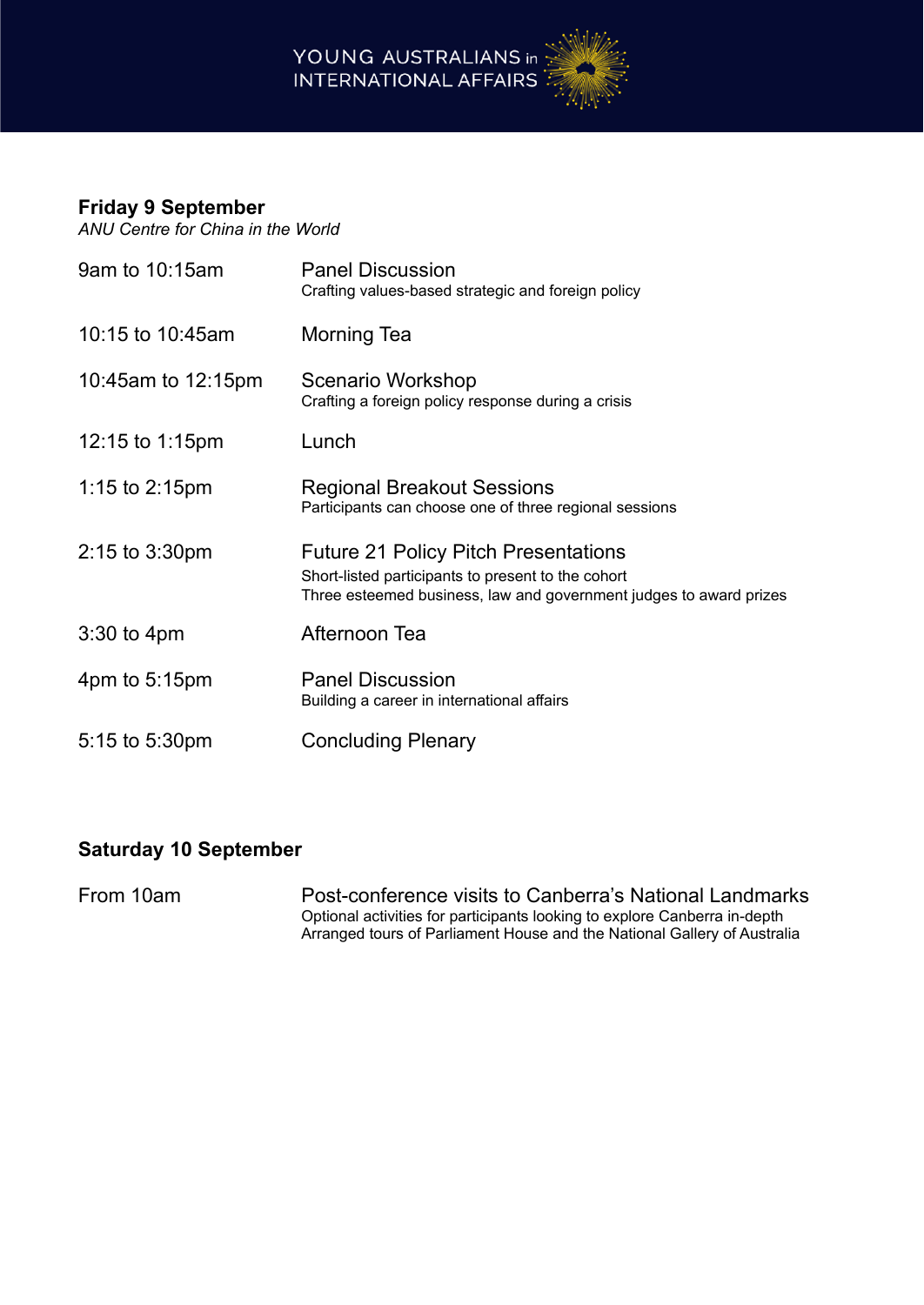YOUNG AUSTRALIANS in INTERNATIONAL AFFAIRS

## Friday 9 September

*ANU Centre for China in the World*

| | |
|---|---|
| 9am to 10:15am | Panel Discussion<br>Crafting values-based strategic and foreign policy |
| 10:15 to 10:45am | Morning Tea |
| 10:45am to 12:15pm | Scenario Workshop<br>Crafting a foreign policy response during a crisis |
| 12:15 to 1:15pm | Lunch |
| 1:15 to 2:15pm | Regional Breakout Sessions<br>Participants can choose one of three regional sessions |
| 2:15 to 3:30pm | Future 21 Policy Pitch Presentations<br>Short-listed participants to present to the cohort<br>Three esteemed business, law and government judges to award prizes |
| 3:30 to 4pm | Afternoon Tea |
| 4pm to 5:15pm | Panel Discussion<br>Building a career in international affairs |
| 5:15 to 5:30pm | Concluding Plenary |

## Saturday 10 September

| | |
|---|---|
| From 10am | Post-conference visits to Canberra's National Landmarks<br>Optional activities for participants looking to explore Canberra in-depth<br>Arranged tours of Parliament House and the National Gallery of Australia |